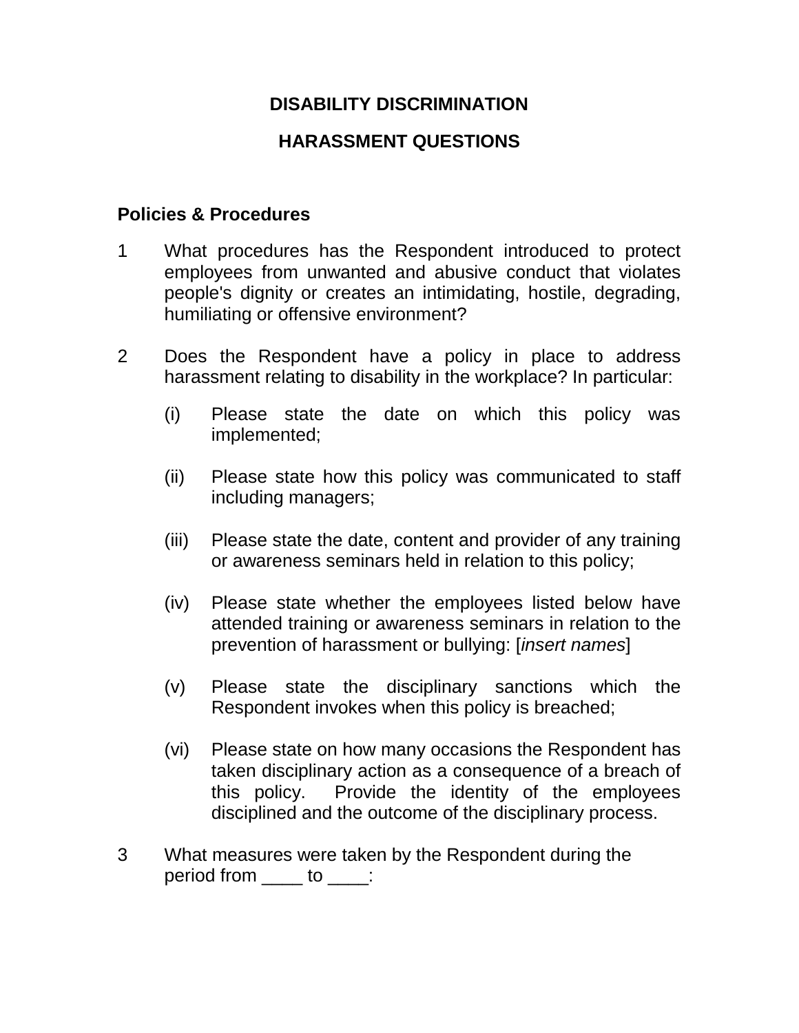# DISABILITY DISCRIMINATION

## HARASSMENT QUESTIONS

### Policies & Procedures

1. What procedures has the Respondent introduced to protect employees from unwanted and abusive conduct that violates people's dignity or creates an intimidating, hostile, degrading, humiliating or offensive environment?

2. Does the Respondent have a policy in place to address harassment relating to disability in the workplace? In particular:

   (i) Please state the date on which this policy was implemented;

   (ii) Please state how this policy was communicated to staff including managers;

   (iii) Please state the date, content and provider of any training or awareness seminars held in relation to this policy;

   (iv) Please state whether the employees listed below have attended training or awareness seminars in relation to the prevention of harassment or bullying: [*insert names*]

   (v) Please state the disciplinary sanctions which the Respondent invokes when this policy is breached;

   (vi) Please state on how many occasions the Respondent has taken disciplinary action as a consequence of a breach of this policy. Provide the identity of the employees disciplined and the outcome of the disciplinary process.

3. What measures were taken by the Respondent during the period from ____ to ____: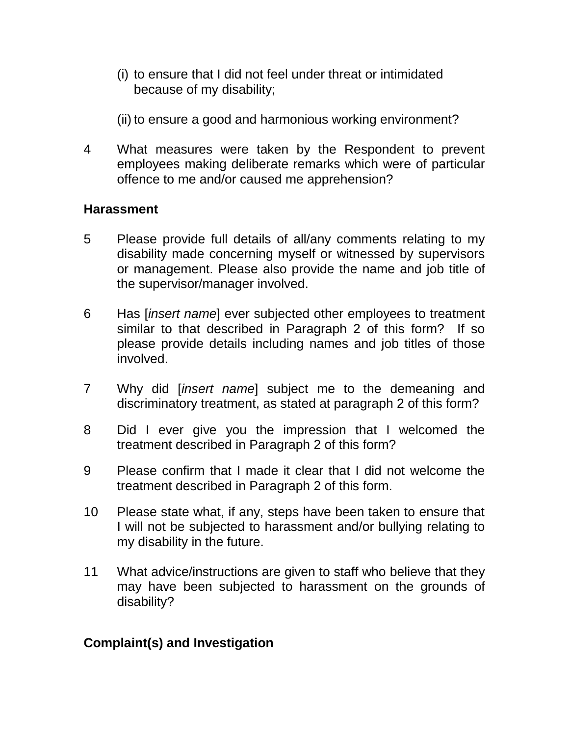(i) to ensure that I did not feel under threat or intimidated because of my disability;

(ii) to ensure a good and harmonious working environment?

4 What measures were taken by the Respondent to prevent employees making deliberate remarks which were of particular offence to me and/or caused me apprehension?

**Harassment**

5 Please provide full details of all/any comments relating to my disability made concerning myself or witnessed by supervisors or management. Please also provide the name and job title of the supervisor/manager involved.

6 Has [*insert name*] ever subjected other employees to treatment similar to that described in Paragraph 2 of this form? If so please provide details including names and job titles of those involved.

7 Why did [*insert name*] subject me to the demeaning and discriminatory treatment, as stated at paragraph 2 of this form?

8 Did I ever give you the impression that I welcomed the treatment described in Paragraph 2 of this form?

9 Please confirm that I made it clear that I did not welcome the treatment described in Paragraph 2 of this form.

10 Please state what, if any, steps have been taken to ensure that I will not be subjected to harassment and/or bullying relating to my disability in the future.

11 What advice/instructions are given to staff who believe that they may have been subjected to harassment on the grounds of disability?

**Complaint(s) and Investigation**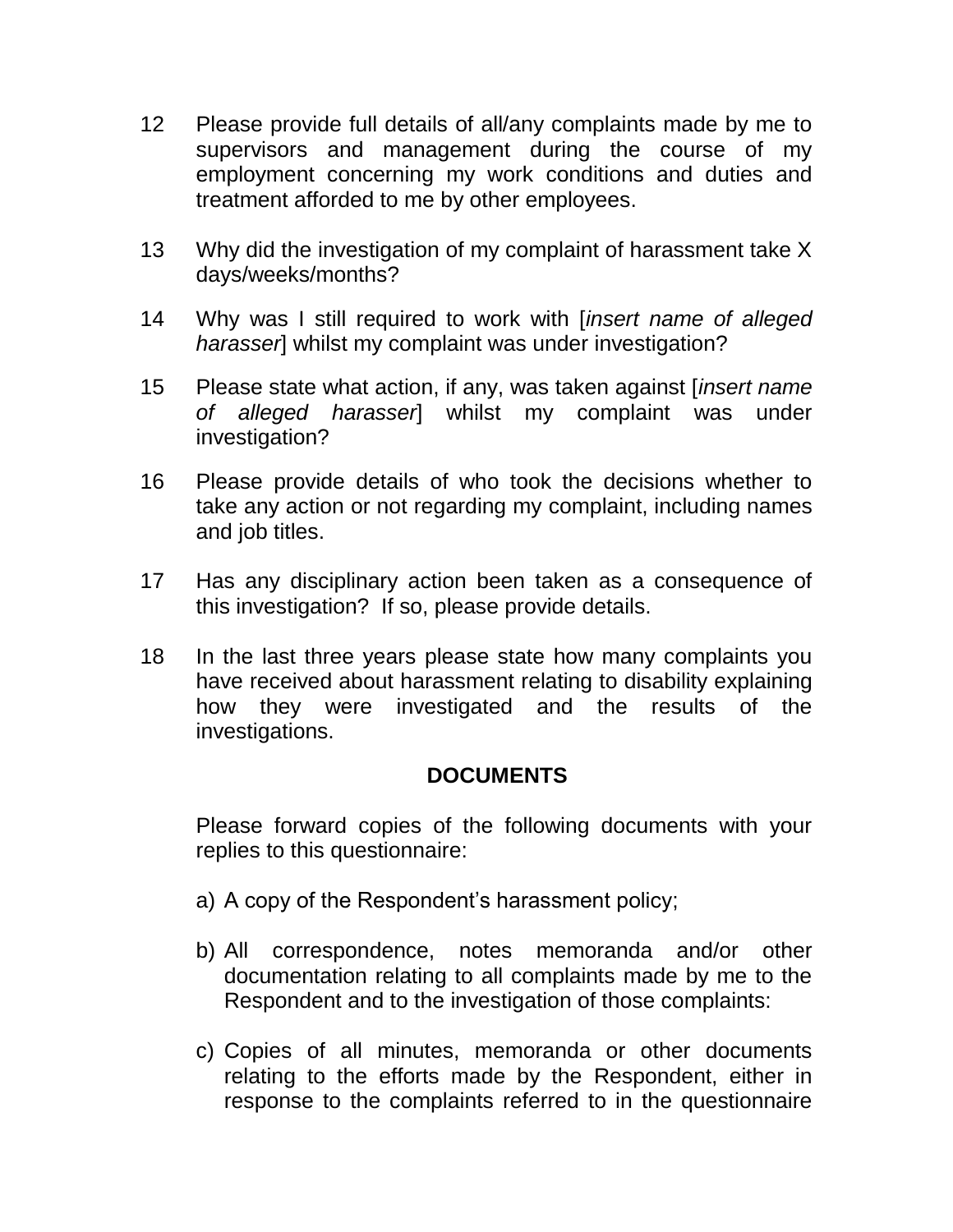12 Please provide full details of all/any complaints made by me to supervisors and management during the course of my employment concerning my work conditions and duties and treatment afforded to me by other employees.

13 Why did the investigation of my complaint of harassment take X days/weeks/months?

14 Why was I still required to work with [*insert name of alleged harasser*] whilst my complaint was under investigation?

15 Please state what action, if any, was taken against [*insert name of alleged harasser*] whilst my complaint was under investigation?

16 Please provide details of who took the decisions whether to take any action or not regarding my complaint, including names and job titles.

17 Has any disciplinary action been taken as a consequence of this investigation? If so, please provide details.

18 In the last three years please state how many complaints you have received about harassment relating to disability explaining how they were investigated and the results of the investigations.

**DOCUMENTS**

Please forward copies of the following documents with your replies to this questionnaire:

a) A copy of the Respondent's harassment policy;

b) All correspondence, notes memoranda and/or other documentation relating to all complaints made by me to the Respondent and to the investigation of those complaints:

c) Copies of all minutes, memoranda or other documents relating to the efforts made by the Respondent, either in response to the complaints referred to in the questionnaire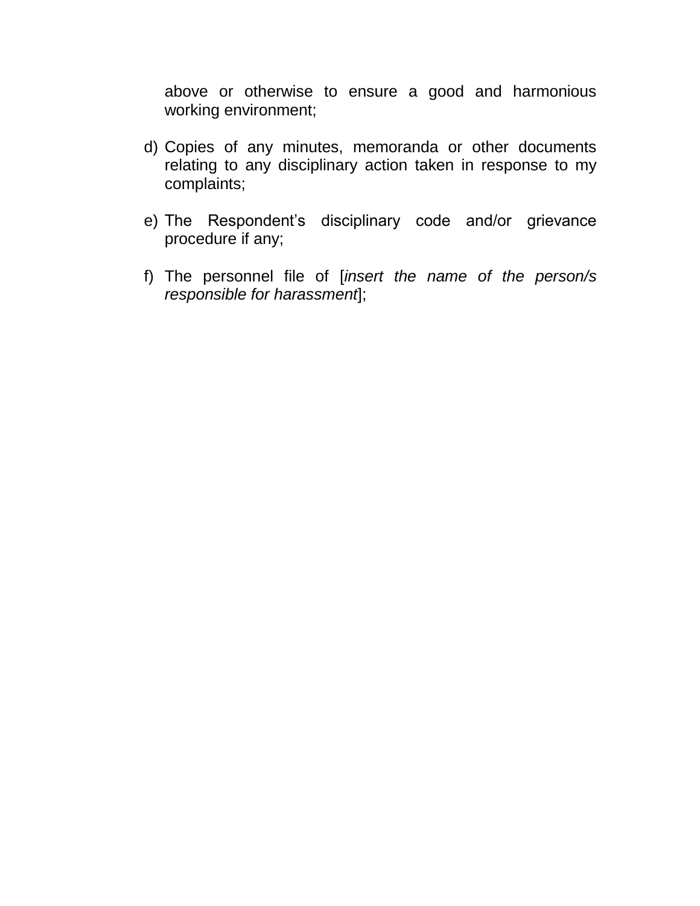above or otherwise to ensure a good and harmonious working environment;

d) Copies of any minutes, memoranda or other documents relating to any disciplinary action taken in response to my complaints;

e) The Respondent's disciplinary code and/or grievance procedure if any;

f) The personnel file of [*insert the name of the person/s responsible for harassment*];